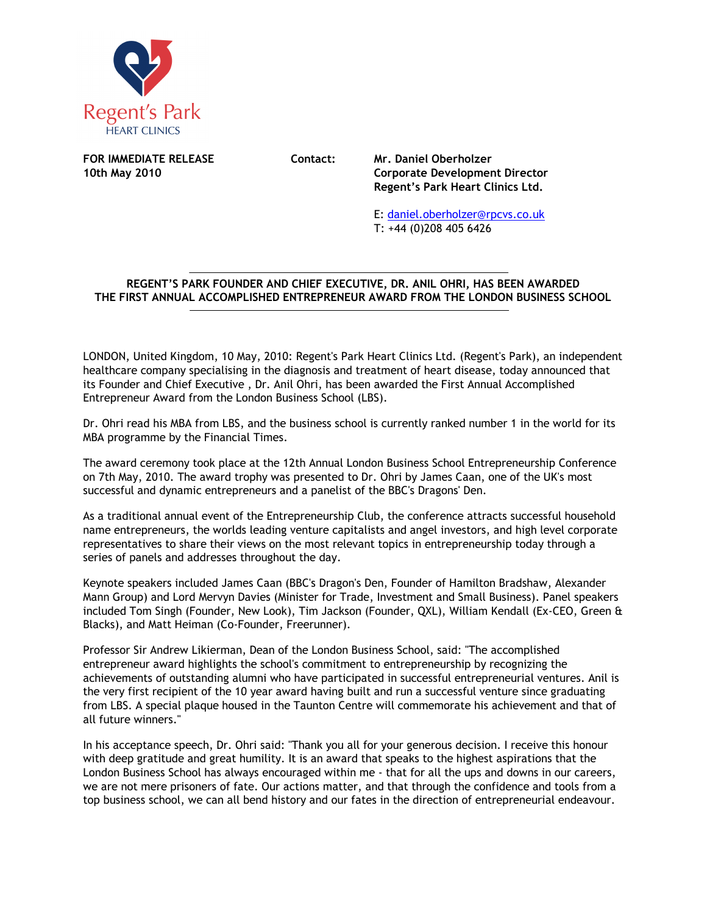Regent's Park
HEART CLINICS

**FOR IMMEDIATE RELEASE**
**10th May 2010**

**Contact:** **Mr. Daniel Oberholzer**
**Corporate Development Director**
**Regent's Park Heart Clinics Ltd.**

E: daniel.oberholzer@rpcvs.co.uk
T: +44 (0)208 405 6426

---

**REGENT'S PARK FOUNDER AND CHIEF EXECUTIVE, DR. ANIL OHRI, HAS BEEN AWARDED THE FIRST ANNUAL ACCOMPLISHED ENTREPRENEUR AWARD FROM THE LONDON BUSINESS SCHOOL**

---

LONDON, United Kingdom, 10 May, 2010: Regent's Park Heart Clinics Ltd. (Regent's Park), an independent healthcare company specialising in the diagnosis and treatment of heart disease, today announced that its Founder and Chief Executive , Dr. Anil Ohri, has been awarded the First Annual Accomplished Entrepreneur Award from the London Business School (LBS).

Dr. Ohri read his MBA from LBS, and the business school is currently ranked number 1 in the world for its MBA programme by the Financial Times.

The award ceremony took place at the 12th Annual London Business School Entrepreneurship Conference on 7th May, 2010. The award trophy was presented to Dr. Ohri by James Caan, one of the UK's most successful and dynamic entrepreneurs and a panelist of the BBC's Dragons' Den.

As a traditional annual event of the Entrepreneurship Club, the conference attracts successful household name entrepreneurs, the worlds leading venture capitalists and angel investors, and high level corporate representatives to share their views on the most relevant topics in entrepreneurship today through a series of panels and addresses throughout the day.

Keynote speakers included James Caan (BBC's Dragon's Den, Founder of Hamilton Bradshaw, Alexander Mann Group) and Lord Mervyn Davies (Minister for Trade, Investment and Small Business). Panel speakers included Tom Singh (Founder, New Look), Tim Jackson (Founder, QXL), William Kendall (Ex-CEO, Green & Blacks), and Matt Heiman (Co-Founder, Freerunner).

Professor Sir Andrew Likierman, Dean of the London Business School, said: "The accomplished entrepreneur award highlights the school's commitment to entrepreneurship by recognizing the achievements of outstanding alumni who have participated in successful entrepreneurial ventures. Anil is the very first recipient of the 10 year award having built and run a successful venture since graduating from LBS. A special plaque housed in the Taunton Centre will commemorate his achievement and that of all future winners."

In his acceptance speech, Dr. Ohri said: "Thank you all for your generous decision. I receive this honour with deep gratitude and great humility. It is an award that speaks to the highest aspirations that the London Business School has always encouraged within me - that for all the ups and downs in our careers, we are not mere prisoners of fate. Our actions matter, and that through the confidence and tools from a top business school, we can all bend history and our fates in the direction of entrepreneurial endeavour.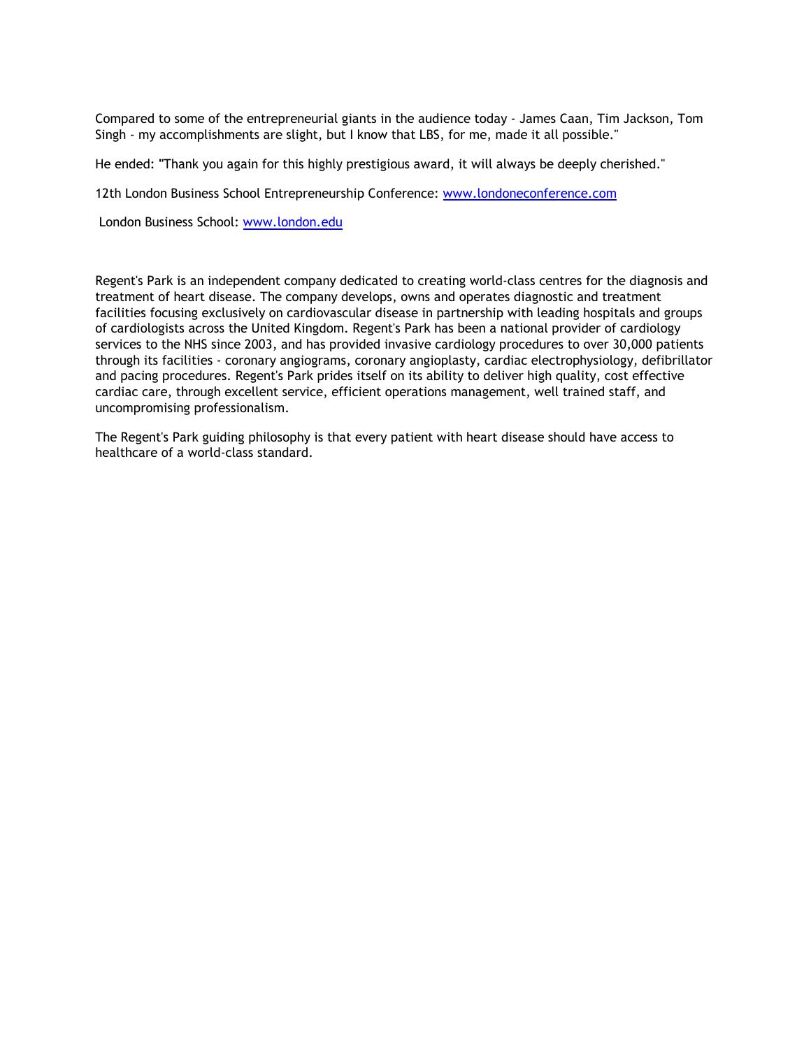Compared to some of the entrepreneurial giants in the audience today - James Caan, Tim Jackson, Tom Singh - my accomplishments are slight, but I know that LBS, for me, made it all possible."

He ended: "Thank you again for this highly prestigious award, it will always be deeply cherished."

12th London Business School Entrepreneurship Conference: [www.londoneconference.com](http://www.londoneconference.com)

London Business School: [www.london.edu](http://www.london.edu)

Regent's Park is an independent company dedicated to creating world-class centres for the diagnosis and treatment of heart disease. The company develops, owns and operates diagnostic and treatment facilities focusing exclusively on cardiovascular disease in partnership with leading hospitals and groups of cardiologists across the United Kingdom. Regent's Park has been a national provider of cardiology services to the NHS since 2003, and has provided invasive cardiology procedures to over 30,000 patients through its facilities - coronary angiograms, coronary angioplasty, cardiac electrophysiology, defibrillator and pacing procedures. Regent's Park prides itself on its ability to deliver high quality, cost effective cardiac care, through excellent service, efficient operations management, well trained staff, and uncompromising professionalism.

The Regent's Park guiding philosophy is that every patient with heart disease should have access to healthcare of a world-class standard.